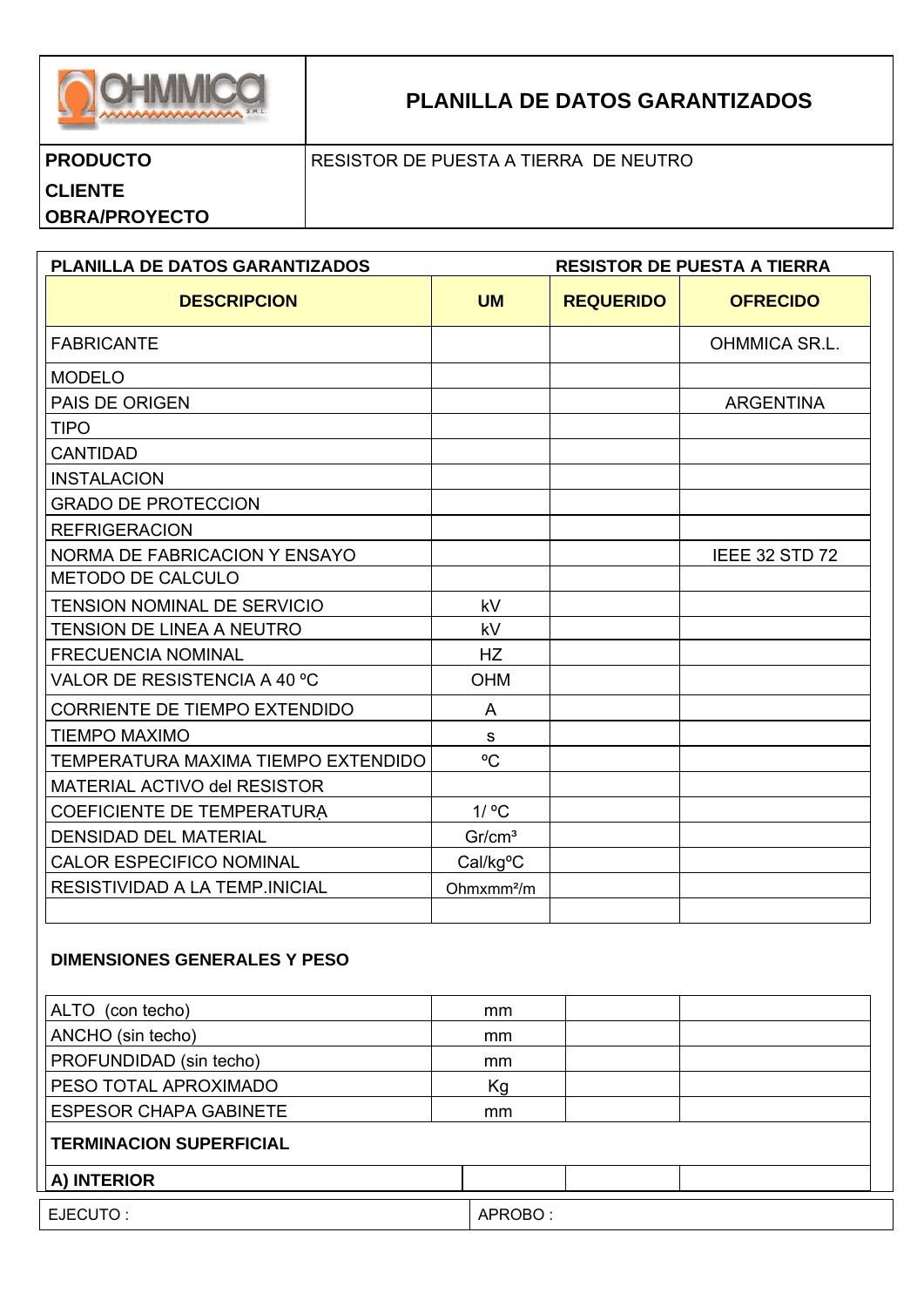# PLANILLA DE DATOS GARANTIZADOS

| | |
|---|---|
| **PRODUCTO** | RESISTOR DE PUESTA A TIERRA DE NEUTRO |
| **CLIENTE** | |
| **OBRA/PROYECTO** | |

**PLANILLA DE DATOS GARANTIZADOS** **RESISTOR DE PUESTA A TIERRA**

| DESCRIPCION | UM | REQUERIDO | OFRECIDO |
|---|---|---|---|
| FABRICANTE | | | OHMMICA SR.L. |
| MODELO | | | |
| PAIS DE ORIGEN | | | ARGENTINA |
| TIPO | | | |
| CANTIDAD | | | |
| INSTALACION | | | |
| GRADO DE PROTECCION | | | |
| REFRIGERACION | | | |
| NORMA DE FABRICACION Y ENSAYO | | | IEEE 32 STD 72 |
| METODO DE CALCULO | | | |
| TENSION NOMINAL DE SERVICIO | kV | | |
| TENSION DE LINEA A NEUTRO | kV | | |
| FRECUENCIA NOMINAL | HZ | | |
| VALOR DE RESISTENCIA A 40 ºC | OHM | | |
| CORRIENTE DE TIEMPO EXTENDIDO | A | | |
| TIEMPO MAXIMO | s | | |
| TEMPERATURA MAXIMA TIEMPO EXTENDIDO | ºC | | |
| MATERIAL ACTIVO del RESISTOR | | | |
| COEFICIENTE DE TEMPERATURA | 1/ ºC | | |
| DENSIDAD DEL MATERIAL | Gr/cm³ | | |
| CALOR ESPECIFICO NOMINAL | Cal/kgºC | | |
| RESISTIVIDAD A LA TEMP.INICIAL | Ohmxmm²/m | | |
| | | | |

**DIMENSIONES GENERALES Y PESO**

| | | | |
|---|---|---|---|
| ALTO (con techo) | mm | | |
| ANCHO (sin techo) | mm | | |
| PROFUNDIDAD (sin techo) | mm | | |
| PESO TOTAL APROXIMADO | Kg | | |
| ESPESOR CHAPA GABINETE | mm | | |
| **TERMINACION SUPERFICIAL** | | | |
| **A) INTERIOR** | | | |

| EJECUTO : | APROBO : |
|---|---|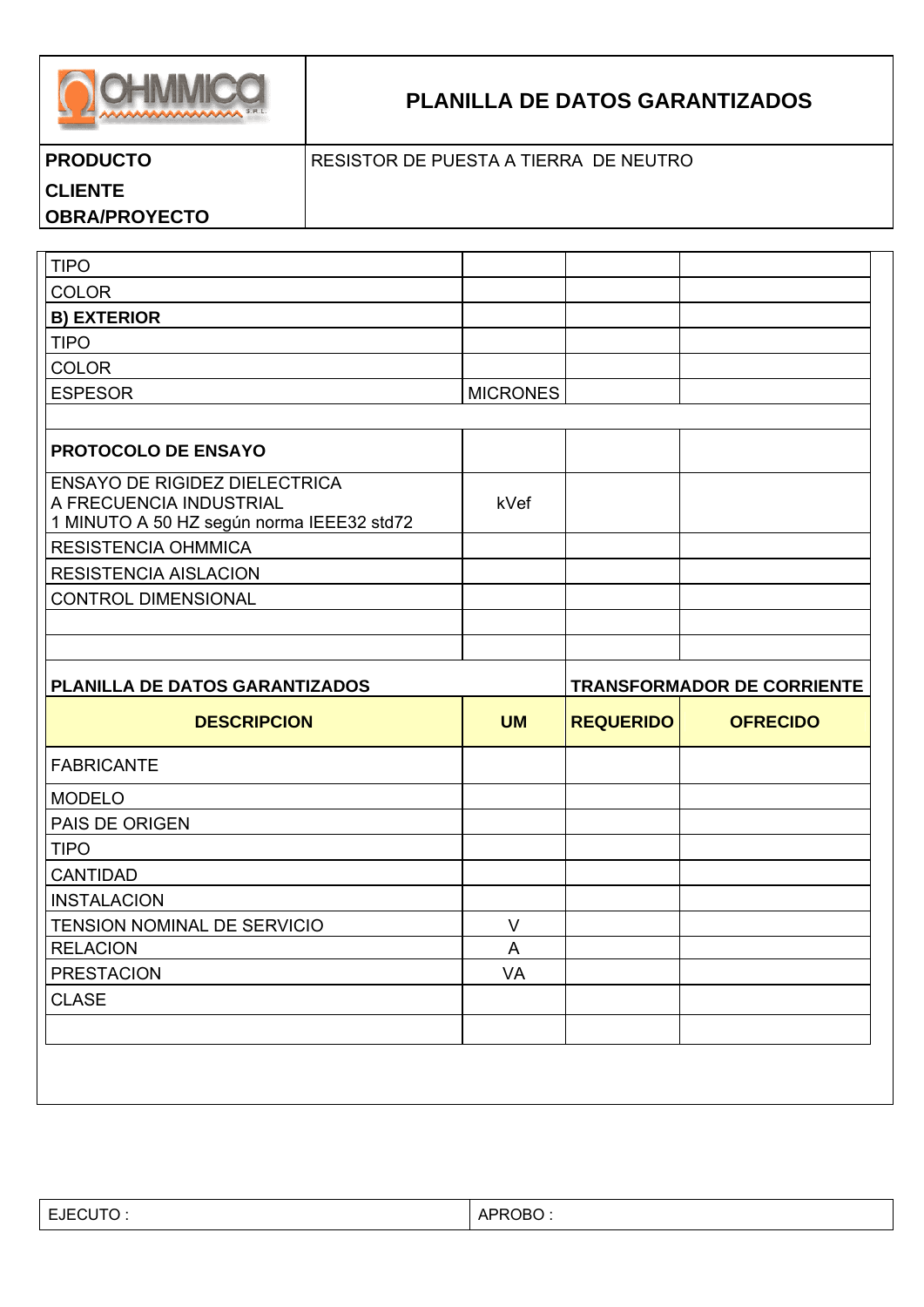| OHMMICA S.R.L. | PLANILLA DE DATOS GARANTIZADOS |
|---|---|
| **PRODUCTO** | RESISTOR DE PUESTA A TIERRA DE NEUTRO |
| **CLIENTE** | |
| **OBRA/PROYECTO** | |

| | | | |
|---|---|---|---|
| TIPO | | | |
| COLOR | | | |
| **B) EXTERIOR** | | | |
| TIPO | | | |
| COLOR | | | |
| ESPESOR | MICRONES | | |
| | | | |
| **PROTOCOLO DE ENSAYO** | | | |
| ENSAYO DE RIGIDEZ DIELECTRICA A FRECUENCIA INDUSTRIAL 1 MINUTO A 50 HZ según norma IEEE32 std72 | kVef | | |
| RESISTENCIA OHMMICA | | | |
| RESISTENCIA AISLACION | | | |
| CONTROL DIMENSIONAL | | | |
| | | | |
| | | | |

| **PLANILLA DE DATOS GARANTIZADOS** | | **TRANSFORMADOR DE CORRIENTE** | |
|---|---|---|---|
| **DESCRIPCION** | **UM** | **REQUERIDO** | **OFRECIDO** |
| FABRICANTE | | | |
| MODELO | | | |
| PAIS DE ORIGEN | | | |
| TIPO | | | |
| CANTIDAD | | | |
| INSTALACION | | | |
| TENSION NOMINAL DE SERVICIO | V | | |
| RELACION | A | | |
| PRESTACION | VA | | |
| CLASE | | | |
| | | | |

| EJECUTO : | APROBO : |
|---|---|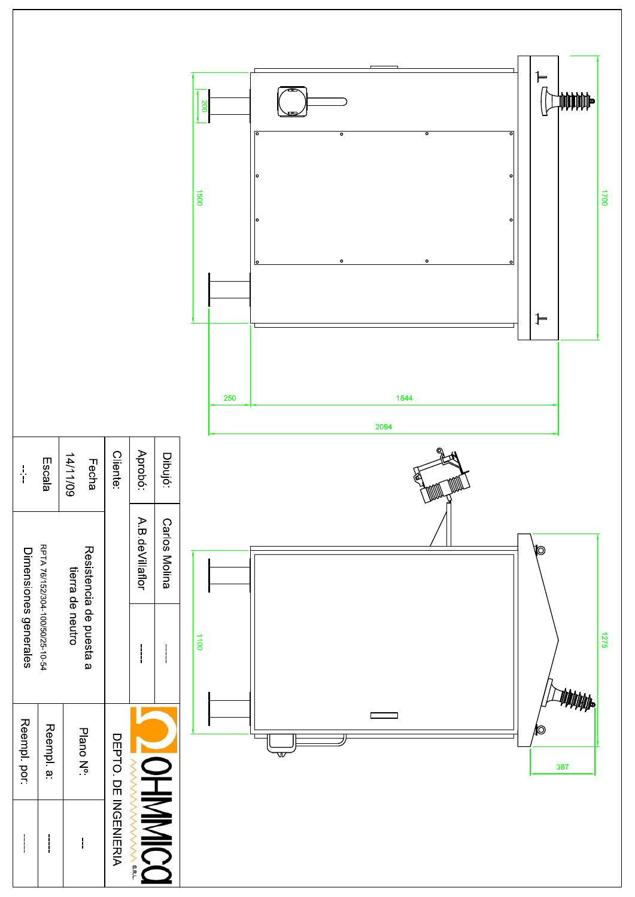200

1500

1700

250

1844

2094

1100

1275

387

| | | |
|---|---|---|
| Dibujó: | Carlos Molina | ----- |
| Aprobó: | A.B.deVillaflor | ----- |
| Cliente: | | |

| | |
|---|---|
| Fecha | 14/11/09 |
| Escala | -.-:-- |

Resistencia de puesta a tierra de neutro

RPTA 76/152/304-100/50/25-10-54

Dimensiones generales

OHMMICA S.R.L.

DEPTO. DE INGENIERIA

| | |
|---|---|
| Plano Nº: | --- |
| Reempl. a: | ----- |
| Reempl. por: | ----- |